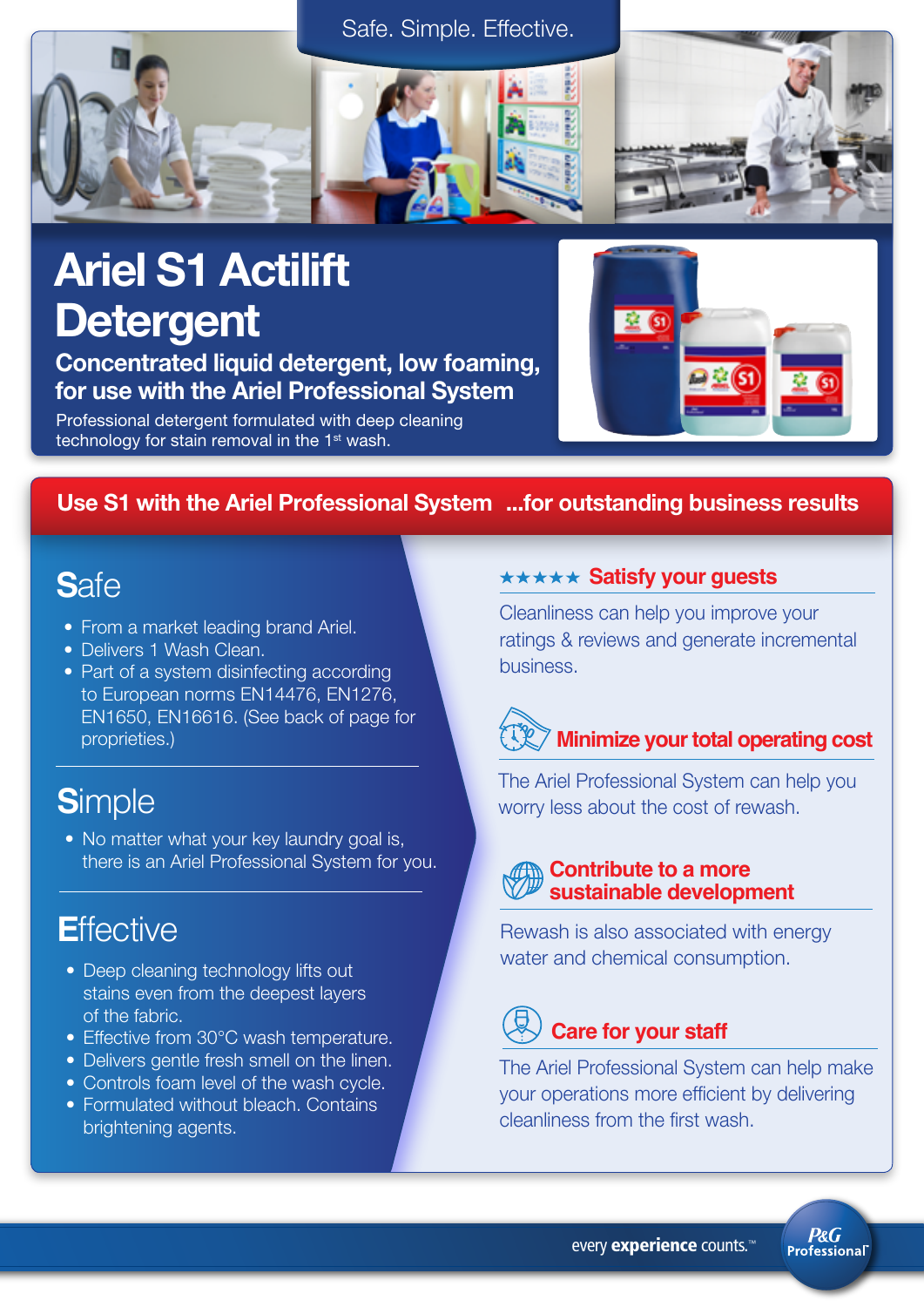Safe. Simple. Effective.

# Ariel S1 Actilift Detergent

## Concentrated liquid detergent, low foaming, for use with the Ariel Professional System

Professional detergent formulated with deep cleaning technology for stain removal in the 1st wash.

**Use S1 with the Ariel Professional System ...for outstanding business results**

## Safe

- From a market leading brand Ariel.
- Delivers 1 Wash Clean.
- Part of a system disinfecting according to European norms EN14476, EN1276, EN1650, EN16616. (See back of page for proprieties.)

## Simple

- No matter what your key laundry goal is, there is an Ariel Professional System for you.

## Effective

- Deep cleaning technology lifts out stains even from the deepest layers of the fabric.
- Effective from 30°C wash temperature.
- Delivers gentle fresh smell on the linen.
- Controls foam level of the wash cycle.
- Formulated without bleach. Contains brightening agents.

### ★★★★★ Satisfy your guests

Cleanliness can help you improve your ratings & reviews and generate incremental business.

### Minimize your total operating cost

The Ariel Professional System can help you worry less about the cost of rewash.

### Contribute to a more sustainable development

Rewash is also associated with energy water and chemical consumption.

### Care for your staff

The Ariel Professional System can help make your operations more efficient by delivering cleanliness from the first wash.

every **experience** counts.™

P&G Professional™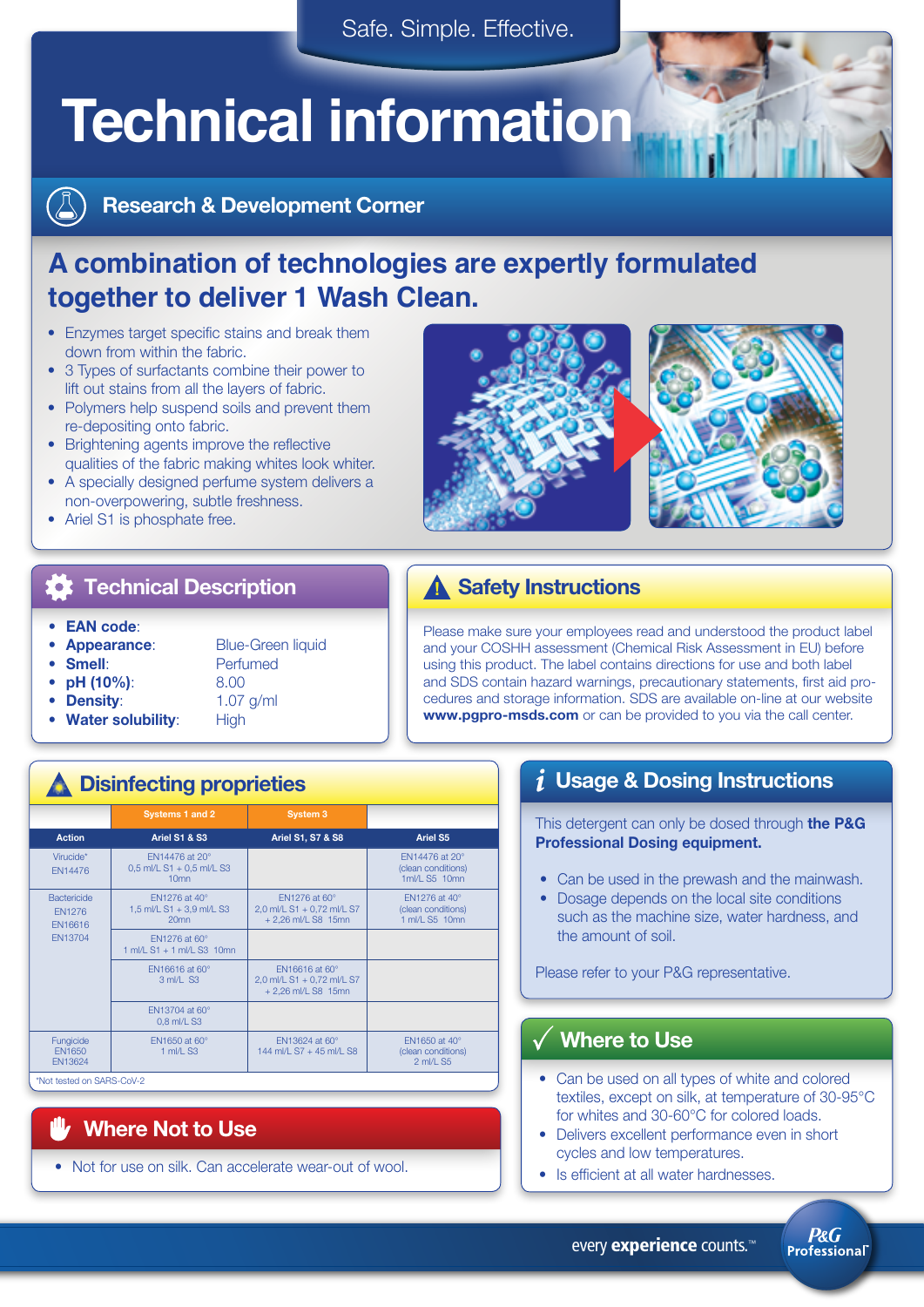Safe. Simple. Effective.

# Technical information

## Research & Development Corner

## A combination of technologies are expertly formulated together to deliver 1 Wash Clean.

- Enzymes target specific stains and break them down from within the fabric.
- 3 Types of surfactants combine their power to lift out stains from all the layers of fabric.
- Polymers help suspend soils and prevent them re-depositing onto fabric.
- Brightening agents improve the reflective qualities of the fabric making whites look whiter.
- A specially designed perfume system delivers a non-overpowering, subtle freshness.
- Ariel S1 is phosphate free.

## Technical Description

- **EAN code**:
- **Appearance**: Blue-Green liquid
- **Smell**: Perfumed
- **pH (10%)**: 8.00
- **Density**: 1.07 g/ml
- **Water solubility**: High

## Safety Instructions

Please make sure your employees read and understood the product label and your COSHH assessment (Chemical Risk Assessment in EU) before using this product. The label contains directions for use and both label and SDS contain hazard warnings, precautionary statements, first aid procedures and storage information. SDS are available on-line at our website **www.pgpro-msds.com** or can be provided to you via the call center.

## Disinfecting proprieties

| | Systems 1 and 2 | System 3 | |
|---|---|---|---|
| **Action** | **Ariel S1 & S3** | **Ariel S1, S7 & S8** | **Ariel S5** |
| Virucide* EN14476 | EN14476 at 20° 0,5 ml/L S1 + 0,5 ml/L S3 10mn | | EN14476 at 20° (clean conditions) 1ml/L S5 10mn |
| Bactericide EN1276 EN16616 EN13704 | EN1276 at 40° 1,5 ml/L S1 + 3,9 ml/L S3 20mn | EN1276 at 60° 2,0 ml/L S1 + 0,72 ml/L S7 + 2,26 ml/L S8 15mn | EN1276 at 40° (clean conditions) 1 ml/L S5 10mn |
| | EN1276 at 60° 1 ml/L S1 + 1 ml/L S3 10mn | | |
| | EN16616 at 60° 3 ml/L S3 | EN16616 at 60° 2,0 ml/L S1 + 0,72 ml/L S7 + 2,26 ml/L S8 15mn | |
| | EN13704 at 60° 0,8 ml/L S3 | | |
| Fungicide EN1650 EN13624 | EN1650 at 60° 1 ml/L S3 | EN13624 at 60° 144 ml/L S7 + 45 ml/L S8 | EN1650 at 40° (clean conditions) 2 ml/L S5 |

*Not tested on SARS-CoV-2

## Usage & Dosing Instructions

This detergent can only be dosed through **the P&G Professional Dosing equipment.**

- Can be used in the prewash and the mainwash.
- Dosage depends on the local site conditions such as the machine size, water hardness, and the amount of soil.

Please refer to your P&G representative.

## Where Not to Use

- Not for use on silk. Can accelerate wear-out of wool.

## Where to Use

- Can be used on all types of white and colored textiles, except on silk, at temperature of 30-95°C for whites and 30-60°C for colored loads.
- Delivers excellent performance even in short cycles and low temperatures.
- Is efficient at all water hardnesses.

every **experience** counts.™ P&G Professional™